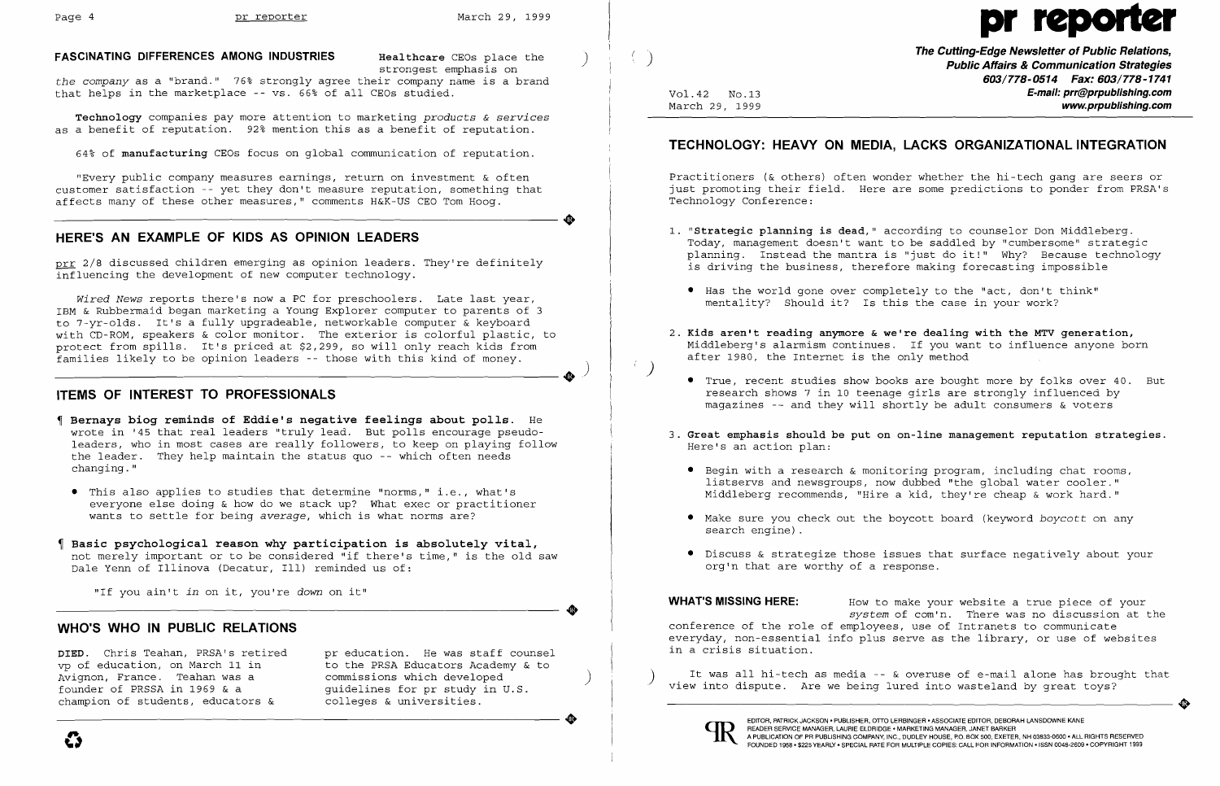## FASCINATING DIFFERENCES AMONG INDUSTRIES

**Healthcare** CEOs place the strongest emphasis on *the company* as a "brand." 76% strongly agree their company name is a brand that helps in the marketplace -- vs. 66% of all CEOs studied.

**Technology** companies pay more attention to marketing *products & services* as a benefit of reputation. 92% mention this as a benefit of reputation.

64% of **manufacturing** CEOs focus on global communication of reputation.

"Every public company measures earnings, return on investment & often customer satisfaction -- yet they don't measure reputation, something that affects many of these other measures," comments H&K-US CEO Tom Hoog.

## HERE'S AN EXAMPLE OF KIDS AS OPINION LEADERS

prr 2/8 discussed children emerging as opinion leaders. They're definitely influencing the development of new computer technology.

*Wired News* reports there's now a PC for preschoolers. Late last year, IBM & Rubbermaid began marketing a Young Explorer computer to parents of 3 to 7-yr-olds. It's a fully upgradeable, networkable computer & keyboard with CD-ROM, speakers & color monitor. The exterior is colorful plastic, to protect from spills. It's priced at $2,299, so will only reach kids from families likely to be opinion leaders -- those with this kind of money.

## ITEMS OF INTEREST TO PROFESSIONALS

¶ **Bernays biog reminds of Eddie's negative feelings about polls.** He wrote in '45 that real leaders "truly lead. But polls encourage pseudo-leaders, who in most cases are really followers, to keep on playing follow the leader. They help maintain the status quo -- which often needs changing."

- This also applies to studies that determine "norms," i.e., what's everyone else doing & how do we stack up? What exec or practitioner wants to settle for being *average*, which is what norms are?

¶ **Basic psychological reason why participation is absolutely vital,** not merely important or to be considered "if there's time," is the old saw Dale Yenn of Illinova (Decatur, Ill) reminded us of:

"If you ain't *in* on it, you're *down* on it"

## WHO'S WHO IN PUBLIC RELATIONS

**DIED.** Chris Teahan, PRSA's retired vp of education, on March 11 in Avignon, France. Teahan was a founder of PRSSA in 1969 & a champion of students, educators & pr education. He was staff counsel to the PRSA Educators Academy & to commissions which developed guidelines for pr study in U.S. colleges & universities.

# pr reporter

**The Cutting-Edge Newsletter of Public Relations, Public Affairs & Communication Strategies**
**603/778-0514 Fax: 603/778-1741**
**E-mail: prr@prpublishing.com**
**www.prpublishing.com**

Vol.42 No.13
March 29, 1999

## TECHNOLOGY: HEAVY ON MEDIA, LACKS ORGANIZATIONAL INTEGRATION

Practitioners (& others) often wonder whether the hi-tech gang are seers or just promoting their field. Here are some predictions to ponder from PRSA's Technology Conference:

1. "**Strategic planning is dead,**" according to counselor Don Middleberg. Today, management doesn't want to be saddled by "cumbersome" strategic planning. Instead the mantra is "just do it!" Why? Because technology is driving the business, therefore making forecasting impossible

   - Has the world gone over completely to the "act, don't think" mentality? Should it? Is this the case in your work?

2. **Kids aren't reading anymore & we're dealing with the MTV generation,** Middleberg's alarmism continues. If you want to influence anyone born after 1980, the Internet is the only method

   - True, recent studies show books are bought more by folks over 40. But research shows 7 in 10 teenage girls are strongly influenced by magazines -- and they will shortly be adult consumers & voters

3. **Great emphasis should be put on on-line management reputation strategies.** Here's an action plan:

   - Begin with a research & monitoring program, including chat rooms, listservs and newsgroups, now dubbed "the global water cooler." Middleberg recommends, "Hire a kid, they're cheap & work hard."
   - Make sure you check out the boycott board (keyword *boycott* on any search engine).
   - Discuss & strategize those issues that surface negatively about your org'n that are worthy of a response.

**WHAT'S MISSING HERE:** How to make your website a true piece of your *system* of com'n. There was no discussion at the conference of the role of employees, use of Intranets to communicate everyday, non-essential info plus serve as the library, or use of websites in a crisis situation.

It was all hi-tech as media -- & overuse of e-mail alone has brought that view into dispute. Are we being lured into wasteland by great toys?

EDITOR, PATRICK JACKSON • PUBLISHER, OTTO LERBINGER • ASSOCIATE EDITOR, DEBORAH LANSDOWNE KANE
READER SERVICE MANAGER, LAURIE ELDRIDGE • MARKETING MANAGER, JANET BARKER
A PUBLICATION OF PR PUBLISHING COMPANY, INC., DUDLEY HOUSE, P.O. BOX 600, EXETER, NH 03833-0600 • ALL RIGHTS RESERVED
FOUNDED 1958 • $225 YEARLY • SPECIAL RATE FOR MULTIPLE COPIES: CALL FOR INFORMATION • ISSN 0048-2609 • COPYRIGHT 1999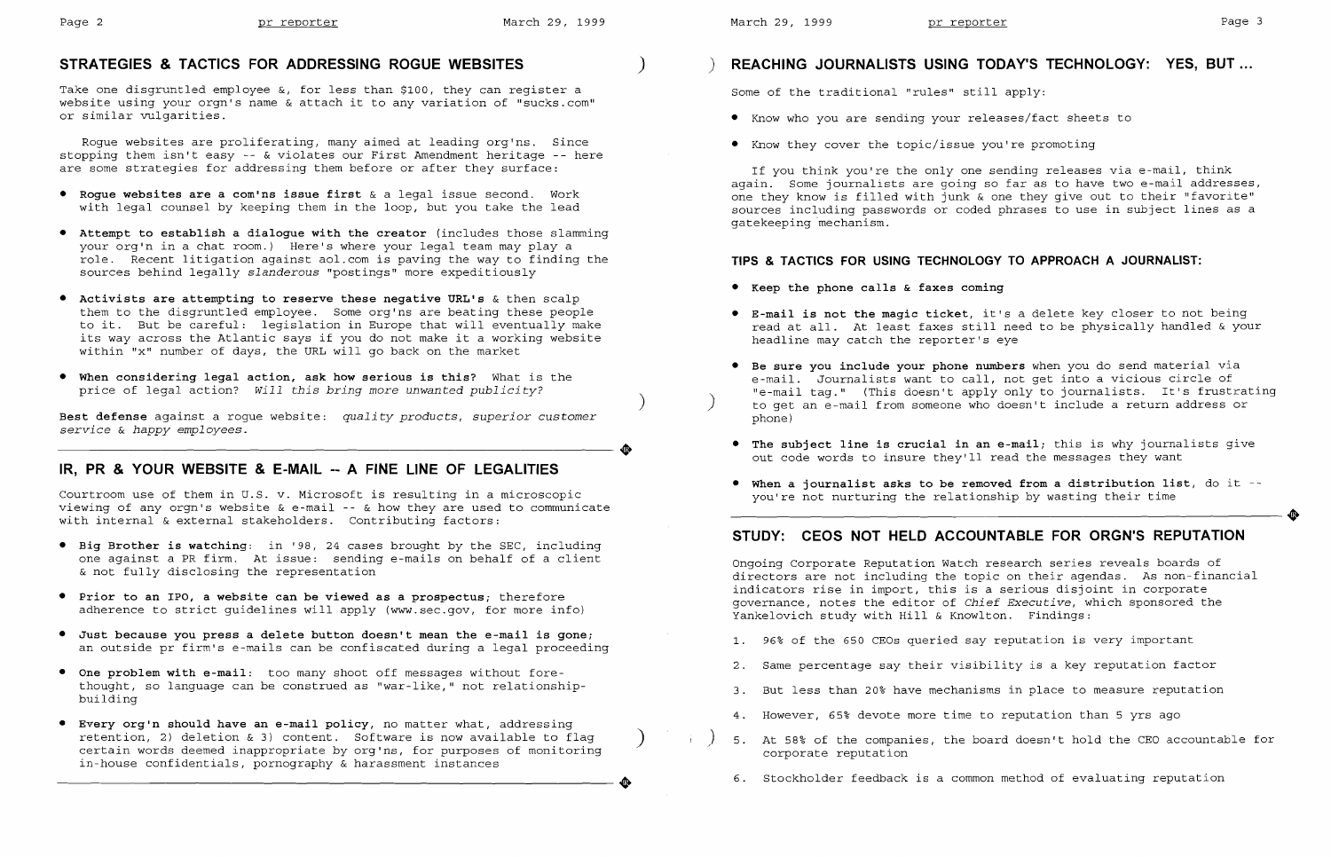## STRATEGIES & TACTICS FOR ADDRESSING ROGUE WEBSITES

Take one disgruntled employee &, for less than $100, they can register a website using your orgn's name & attach it to any variation of "sucks.com" or similar vulgarities.

Rogue websites are proliferating, many aimed at leading org'ns. Since stopping them isn't easy -- & violates our First Amendment heritage -- here are some strategies for addressing them before or after they surface:

- **Rogue websites are a com'ns issue first** & a legal issue second. Work with legal counsel by keeping them in the loop, but you take the lead
- **Attempt to establish a dialogue with the creator** (includes those slamming your org'n in a chat room.) Here's where your legal team may play a role. Recent litigation against aol.com is paving the way to finding the sources behind legally *slanderous* "postings" more expeditiously
- **Activists are attempting to reserve these negative URL's** & then scalp them to the disgruntled employee. Some org'ns are beating these people to it. But be careful: legislation in Europe that will eventually make its way across the Atlantic says if you do not make it a working website within "x" number of days, the URL will go back on the market
- **When considering legal action, ask how serious is this?** What is the price of legal action? *Will this bring more unwanted publicity?*

**Best defense** against a rogue website: *quality products, superior customer service & happy employees.*

## IR, PR & YOUR WEBSITE & E-MAIL -- A FINE LINE OF LEGALITIES

Courtroom use of them in U.S. v. Microsoft is resulting in a microscopic viewing of any orgn's website & e-mail -- & how they are used to communicate with internal & external stakeholders. Contributing factors:

- **Big Brother is watching**: in '98, 24 cases brought by the SEC, including one against a PR firm. At issue: sending e-mails on behalf of a client & not fully disclosing the representation
- **Prior to an IPO, a website can be viewed as a prospectus**; therefore adherence to strict guidelines will apply (www.sec.gov, for more info)
- **Just because you press a delete button doesn't mean the e-mail is gone**; an outside pr firm's e-mails can be confiscated during a legal proceeding
- **One problem with e-mail**: too many shoot off messages without forethought, so language can be construed as "war-like," not relationship-building
- **Every org'n should have an e-mail policy**, no matter what, addressing retention, 2) deletion & 3) content. Software is now available to flag certain words deemed inappropriate by org'ns, for purposes of monitoring in-house confidentials, pornography & harassment instances

## REACHING JOURNALISTS USING TODAY'S TECHNOLOGY: YES, BUT ...

Some of the traditional "rules" still apply:

- Know who you are sending your releases/fact sheets to
- Know they cover the topic/issue you're promoting

If you think you're the only one sending releases via e-mail, think again. Some journalists are going so far as to have two e-mail addresses, one they know is filled with junk & one they give out to their "favorite" sources including passwords or coded phrases to use in subject lines as a gatekeeping mechanism.

### TIPS & TACTICS FOR USING TECHNOLOGY TO APPROACH A JOURNALIST:

- **Keep the phone calls & faxes coming**
- **E-mail is not the magic ticket**, it's a delete key closer to not being read at all. At least faxes still need to be physically handled & your headline may catch the reporter's eye
- **Be sure you include your phone numbers** when you do send material via e-mail. Journalists want to call, not get into a vicious circle of "e-mail tag." (This doesn't apply only to journalists. It's frustrating to get an e-mail from someone who doesn't include a return address or phone)
- **The subject line is crucial in an e-mail**; this is why journalists give out code words to insure they'll read the messages they want
- **When a journalist asks to be removed from a distribution list**, do it -- you're not nurturing the relationship by wasting their time

## STUDY: CEOS NOT HELD ACCOUNTABLE FOR ORGN'S REPUTATION

Ongoing Corporate Reputation Watch research series reveals boards of directors are not including the topic on their agendas. As non-financial indicators rise in import, this is a serious disjoint in corporate governance, notes the editor of *Chief Executive*, which sponsored the Yankelovich study with Hill & Knowlton. Findings:

1. 96% of the 650 CEOs queried say reputation is very important
2. Same percentage say their visibility is a key reputation factor
3. But less than 20% have mechanisms in place to measure reputation
4. However, 65% devote more time to reputation than 5 yrs ago
5. At 58% of the companies, the board doesn't hold the CEO accountable for corporate reputation
6. Stockholder feedback is a common method of evaluating reputation